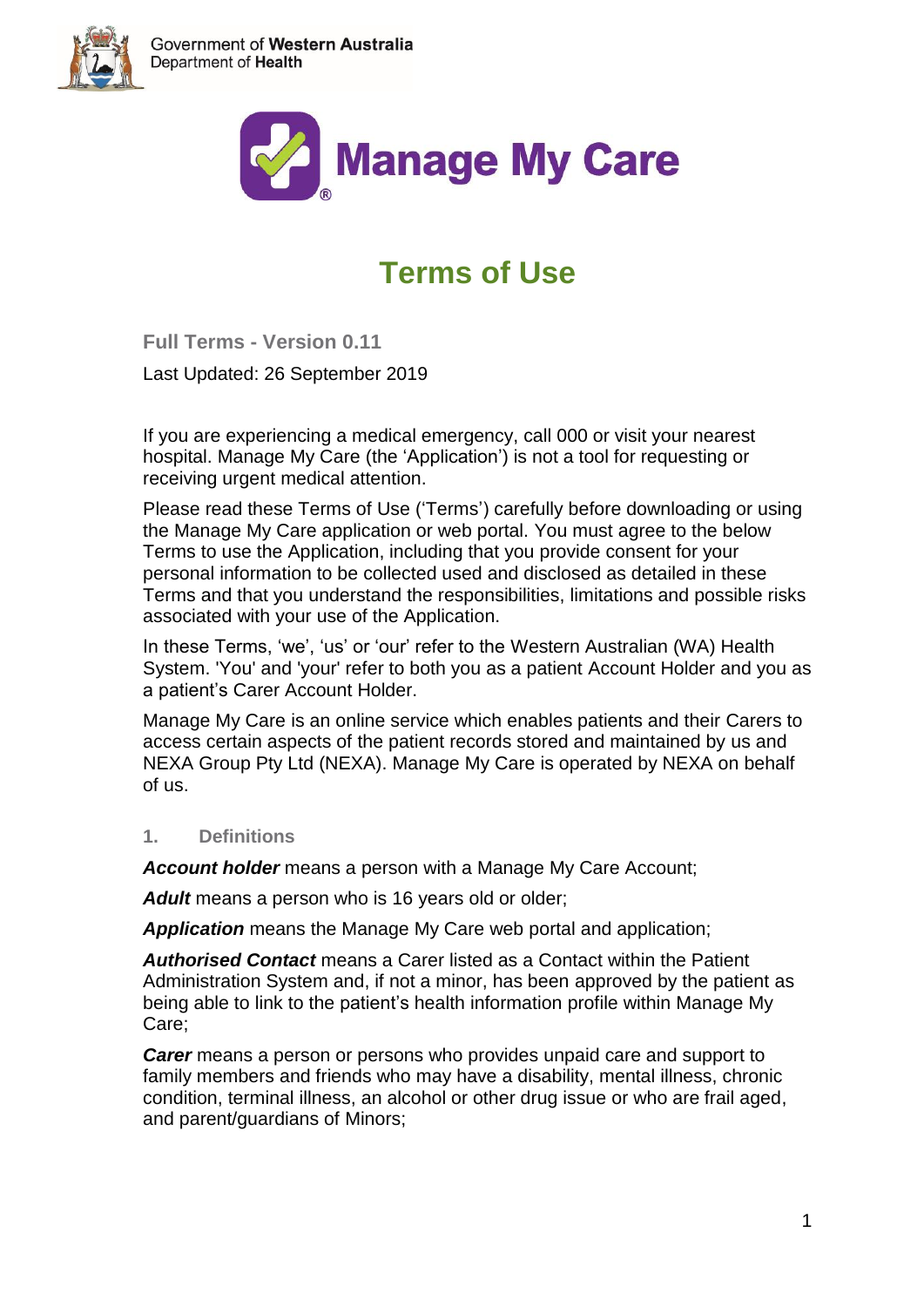Government of **Western Australia**
Department of **Health**

**Manage My Care**

# Terms of Use

**Full Terms - Version 0.11**

Last Updated: 26 September 2019

If you are experiencing a medical emergency, call 000 or visit your nearest hospital. Manage My Care (the 'Application') is not a tool for requesting or receiving urgent medical attention.

Please read these Terms of Use ('Terms') carefully before downloading or using the Manage My Care application or web portal. You must agree to the below Terms to use the Application, including that you provide consent for your personal information to be collected used and disclosed as detailed in these Terms and that you understand the responsibilities, limitations and possible risks associated with your use of the Application.

In these Terms, 'we', 'us' or 'our' refer to the Western Australian (WA) Health System. 'You' and 'your' refer to both you as a patient Account Holder and you as a patient's Carer Account Holder.

Manage My Care is an online service which enables patients and their Carers to access certain aspects of the patient records stored and maintained by us and NEXA Group Pty Ltd (NEXA). Manage My Care is operated by NEXA on behalf of us.

## 1. Definitions

***Account holder*** means a person with a Manage My Care Account;

***Adult*** means a person who is 16 years old or older;

***Application*** means the Manage My Care web portal and application;

***Authorised Contact*** means a Carer listed as a Contact within the Patient Administration System and, if not a minor, has been approved by the patient as being able to link to the patient's health information profile within Manage My Care;

***Carer*** means a person or persons who provides unpaid care and support to family members and friends who may have a disability, mental illness, chronic condition, terminal illness, an alcohol or other drug issue or who are frail aged, and parent/guardians of Minors;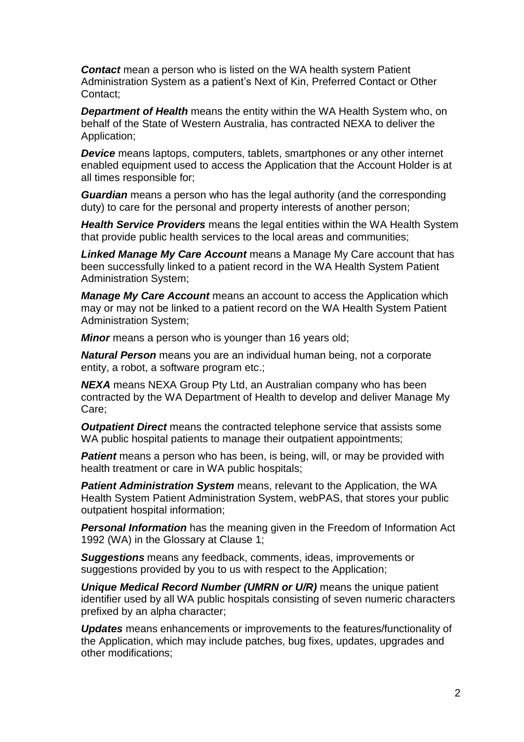***Contact*** mean a person who is listed on the WA health system Patient Administration System as a patient's Next of Kin, Preferred Contact or Other Contact;

***Department of Health*** means the entity within the WA Health System who, on behalf of the State of Western Australia, has contracted NEXA to deliver the Application;

***Device*** means laptops, computers, tablets, smartphones or any other internet enabled equipment used to access the Application that the Account Holder is at all times responsible for;

***Guardian*** means a person who has the legal authority (and the corresponding duty) to care for the personal and property interests of another person;

***Health Service Providers*** means the legal entities within the WA Health System that provide public health services to the local areas and communities;

***Linked Manage My Care Account*** means a Manage My Care account that has been successfully linked to a patient record in the WA Health System Patient Administration System;

***Manage My Care Account*** means an account to access the Application which may or may not be linked to a patient record on the WA Health System Patient Administration System;

***Minor*** means a person who is younger than 16 years old;

***Natural Person*** means you are an individual human being, not a corporate entity, a robot, a software program etc.;

***NEXA*** means NEXA Group Pty Ltd, an Australian company who has been contracted by the WA Department of Health to develop and deliver Manage My Care;

***Outpatient Direct*** means the contracted telephone service that assists some WA public hospital patients to manage their outpatient appointments;

***Patient*** means a person who has been, is being, will, or may be provided with health treatment or care in WA public hospitals;

***Patient Administration System*** means, relevant to the Application, the WA Health System Patient Administration System, webPAS, that stores your public outpatient hospital information;

***Personal Information*** has the meaning given in the Freedom of Information Act 1992 (WA) in the Glossary at Clause 1;

***Suggestions*** means any feedback, comments, ideas, improvements or suggestions provided by you to us with respect to the Application;

***Unique Medical Record Number (UMRN or U/R)*** means the unique patient identifier used by all WA public hospitals consisting of seven numeric characters prefixed by an alpha character;

***Updates*** means enhancements or improvements to the features/functionality of the Application, which may include patches, bug fixes, updates, upgrades and other modifications;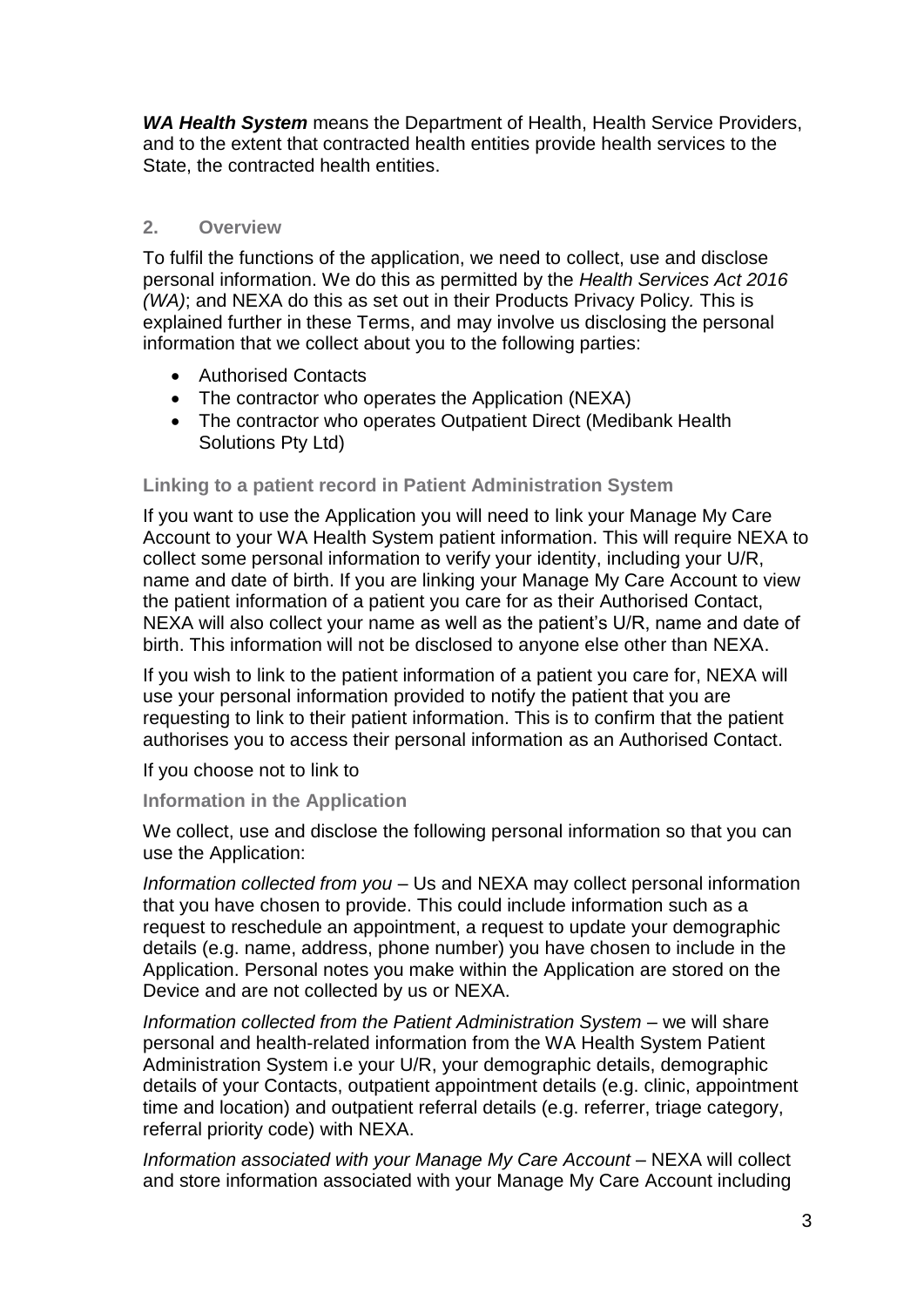***WA Health System*** means the Department of Health, Health Service Providers, and to the extent that contracted health entities provide health services to the State, the contracted health entities.

## 2. Overview

To fulfil the functions of the application, we need to collect, use and disclose personal information. We do this as permitted by the *Health Services Act 2016 (WA)*; and NEXA do this as set out in their Products Privacy Policy*.* This is explained further in these Terms, and may involve us disclosing the personal information that we collect about you to the following parties:

- Authorised Contacts
- The contractor who operates the Application (NEXA)
- The contractor who operates Outpatient Direct (Medibank Health Solutions Pty Ltd)

### Linking to a patient record in Patient Administration System

If you want to use the Application you will need to link your Manage My Care Account to your WA Health System patient information. This will require NEXA to collect some personal information to verify your identity, including your U/R, name and date of birth. If you are linking your Manage My Care Account to view the patient information of a patient you care for as their Authorised Contact, NEXA will also collect your name as well as the patient's U/R, name and date of birth. This information will not be disclosed to anyone else other than NEXA.

If you wish to link to the patient information of a patient you care for, NEXA will use your personal information provided to notify the patient that you are requesting to link to their patient information. This is to confirm that the patient authorises you to access their personal information as an Authorised Contact.

If you choose not to link to

### Information in the Application

We collect, use and disclose the following personal information so that you can use the Application:

*Information collected from you* – Us and NEXA may collect personal information that you have chosen to provide. This could include information such as a request to reschedule an appointment, a request to update your demographic details (e.g. name, address, phone number) you have chosen to include in the Application. Personal notes you make within the Application are stored on the Device and are not collected by us or NEXA.

*Information collected from the Patient Administration System* – we will share personal and health-related information from the WA Health System Patient Administration System i.e your U/R, your demographic details, demographic details of your Contacts, outpatient appointment details (e.g. clinic, appointment time and location) and outpatient referral details (e.g. referrer, triage category, referral priority code) with NEXA.

*Information associated with your Manage My Care Account* – NEXA will collect and store information associated with your Manage My Care Account including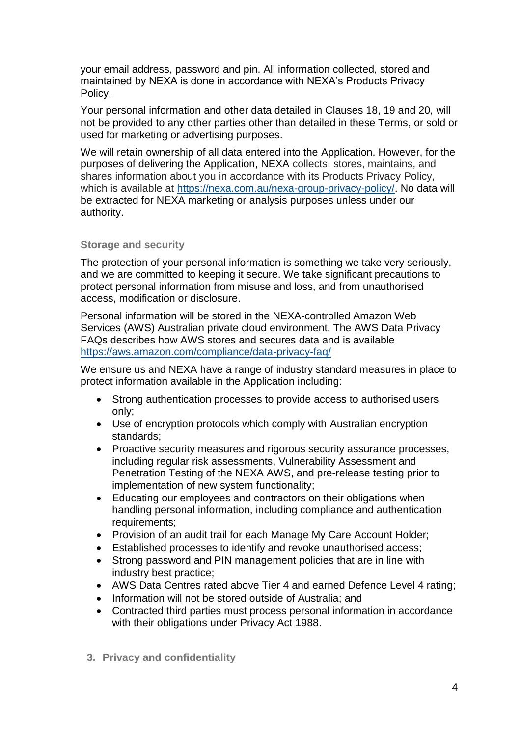your email address, password and pin. All information collected, stored and maintained by NEXA is done in accordance with NEXA's Products Privacy Policy.

Your personal information and other data detailed in Clauses 18, 19 and 20, will not be provided to any other parties other than detailed in these Terms, or sold or used for marketing or advertising purposes.

We will retain ownership of all data entered into the Application. However, for the purposes of delivering the Application, NEXA collects, stores, maintains, and shares information about you in accordance with its Products Privacy Policy, which is available at [https://nexa.com.au/nexa-group-privacy-policy/](https://nexa.com.au/nexa-group-privacy-policy/). No data will be extracted for NEXA marketing or analysis purposes unless under our authority.

### Storage and security

The protection of your personal information is something we take very seriously, and we are committed to keeping it secure. We take significant precautions to protect personal information from misuse and loss, and from unauthorised access, modification or disclosure.

Personal information will be stored in the NEXA-controlled Amazon Web Services (AWS) Australian private cloud environment. The AWS Data Privacy FAQs describes how AWS stores and secures data and is available [https://aws.amazon.com/compliance/data-privacy-faq/](https://aws.amazon.com/compliance/data-privacy-faq/)

We ensure us and NEXA have a range of industry standard measures in place to protect information available in the Application including:

- Strong authentication processes to provide access to authorised users only;
- Use of encryption protocols which comply with Australian encryption standards;
- Proactive security measures and rigorous security assurance processes, including regular risk assessments, Vulnerability Assessment and Penetration Testing of the NEXA AWS, and pre-release testing prior to implementation of new system functionality;
- Educating our employees and contractors on their obligations when handling personal information, including compliance and authentication requirements;
- Provision of an audit trail for each Manage My Care Account Holder;
- Established processes to identify and revoke unauthorised access;
- Strong password and PIN management policies that are in line with industry best practice;
- AWS Data Centres rated above Tier 4 and earned Defence Level 4 rating;
- Information will not be stored outside of Australia; and
- Contracted third parties must process personal information in accordance with their obligations under Privacy Act 1988.

## 3. Privacy and confidentiality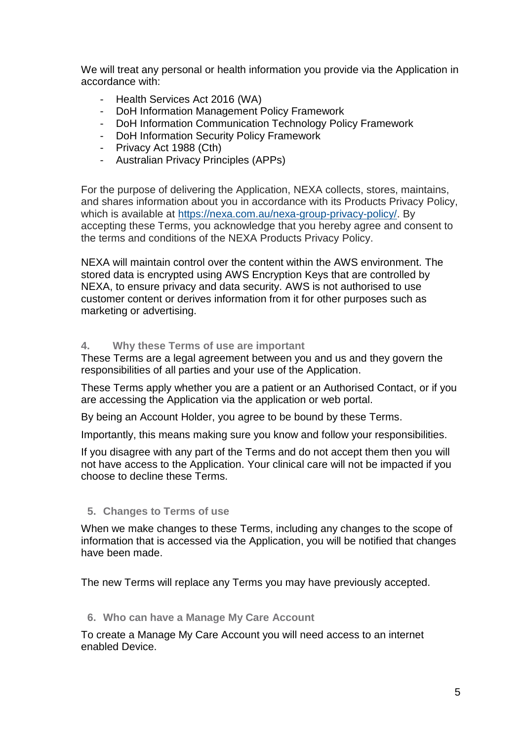We will treat any personal or health information you provide via the Application in accordance with:

- Health Services Act 2016 (WA)
- DoH Information Management Policy Framework
- DoH Information Communication Technology Policy Framework
- DoH Information Security Policy Framework
- Privacy Act 1988 (Cth)
- Australian Privacy Principles (APPs)

For the purpose of delivering the Application, NEXA collects, stores, maintains, and shares information about you in accordance with its Products Privacy Policy, which is available at [https://nexa.com.au/nexa-group-privacy-policy/](https://nexa.com.au/nexa-group-privacy-policy/). By accepting these Terms, you acknowledge that you hereby agree and consent to the terms and conditions of the NEXA Products Privacy Policy.

NEXA will maintain control over the content within the AWS environment. The stored data is encrypted using AWS Encryption Keys that are controlled by NEXA, to ensure privacy and data security. AWS is not authorised to use customer content or derives information from it for other purposes such as marketing or advertising.

## 4. Why these Terms of use are important

These Terms are a legal agreement between you and us and they govern the responsibilities of all parties and your use of the Application.

These Terms apply whether you are a patient or an Authorised Contact, or if you are accessing the Application via the application or web portal.

By being an Account Holder, you agree to be bound by these Terms.

Importantly, this means making sure you know and follow your responsibilities.

If you disagree with any part of the Terms and do not accept them then you will not have access to the Application. Your clinical care will not be impacted if you choose to decline these Terms.

## 5. Changes to Terms of use

When we make changes to these Terms, including any changes to the scope of information that is accessed via the Application, you will be notified that changes have been made.

The new Terms will replace any Terms you may have previously accepted.

## 6. Who can have a Manage My Care Account

To create a Manage My Care Account you will need access to an internet enabled Device.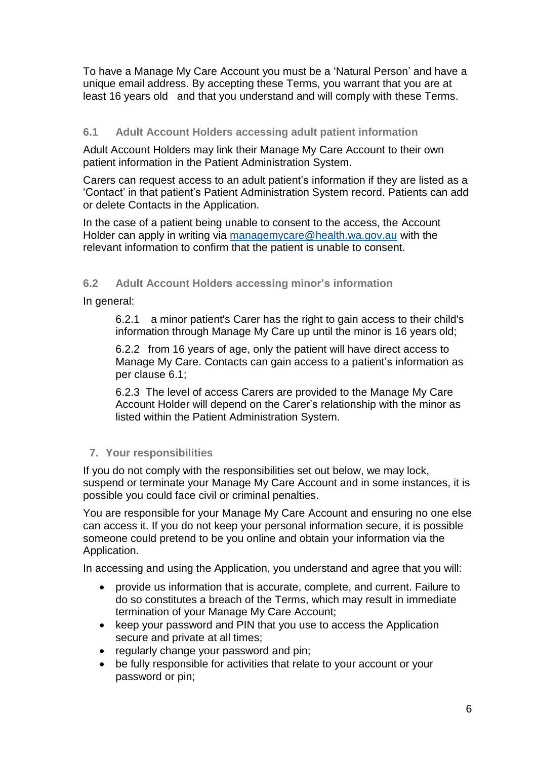To have a Manage My Care Account you must be a 'Natural Person' and have a unique email address. By accepting these Terms, you warrant that you are at least 16 years old and that you understand and will comply with these Terms.

### 6.1 Adult Account Holders accessing adult patient information

Adult Account Holders may link their Manage My Care Account to their own patient information in the Patient Administration System.

Carers can request access to an adult patient's information if they are listed as a 'Contact' in that patient's Patient Administration System record. Patients can add or delete Contacts in the Application.

In the case of a patient being unable to consent to the access, the Account Holder can apply in writing via [managemycare@health.wa.gov.au](mailto:managemycare@health.wa.gov.au) with the relevant information to confirm that the patient is unable to consent.

### 6.2 Adult Account Holders accessing minor's information

In general:

6.2.1 a minor patient's Carer has the right to gain access to their child's information through Manage My Care up until the minor is 16 years old;

6.2.2 from 16 years of age, only the patient will have direct access to Manage My Care. Contacts can gain access to a patient's information as per clause 6.1;

6.2.3 The level of access Carers are provided to the Manage My Care Account Holder will depend on the Carer's relationship with the minor as listed within the Patient Administration System.

## 7. Your responsibilities

If you do not comply with the responsibilities set out below, we may lock, suspend or terminate your Manage My Care Account and in some instances, it is possible you could face civil or criminal penalties.

You are responsible for your Manage My Care Account and ensuring no one else can access it. If you do not keep your personal information secure, it is possible someone could pretend to be you online and obtain your information via the Application.

In accessing and using the Application, you understand and agree that you will:

- provide us information that is accurate, complete, and current. Failure to do so constitutes a breach of the Terms, which may result in immediate termination of your Manage My Care Account;
- keep your password and PIN that you use to access the Application secure and private at all times;
- regularly change your password and pin;
- be fully responsible for activities that relate to your account or your password or pin;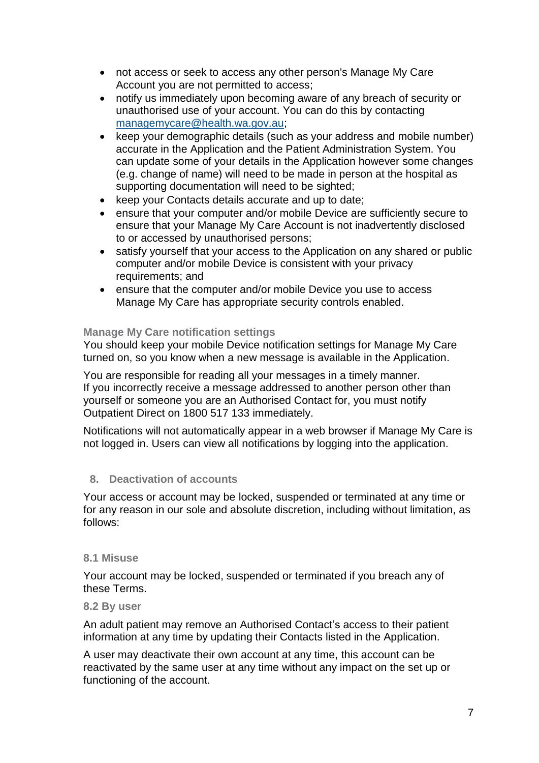- not access or seek to access any other person's Manage My Care Account you are not permitted to access;
- notify us immediately upon becoming aware of any breach of security or unauthorised use of your account. You can do this by contacting [managemycare@health.wa.gov.au](mailto:managemycare@health.wa.gov.au);
- keep your demographic details (such as your address and mobile number) accurate in the Application and the Patient Administration System. You can update some of your details in the Application however some changes (e.g. change of name) will need to be made in person at the hospital as supporting documentation will need to be sighted;
- keep your Contacts details accurate and up to date;
- ensure that your computer and/or mobile Device are sufficiently secure to ensure that your Manage My Care Account is not inadvertently disclosed to or accessed by unauthorised persons;
- satisfy yourself that your access to the Application on any shared or public computer and/or mobile Device is consistent with your privacy requirements; and
- ensure that the computer and/or mobile Device you use to access Manage My Care has appropriate security controls enabled.

### Manage My Care notification settings

You should keep your mobile Device notification settings for Manage My Care turned on, so you know when a new message is available in the Application.

You are responsible for reading all your messages in a timely manner.
If you incorrectly receive a message addressed to another person other than yourself or someone you are an Authorised Contact for, you must notify Outpatient Direct on 1800 517 133 immediately.

Notifications will not automatically appear in a web browser if Manage My Care is not logged in. Users can view all notifications by logging into the application.

## 8. Deactivation of accounts

Your access or account may be locked, suspended or terminated at any time or for any reason in our sole and absolute discretion, including without limitation, as follows:

### 8.1 Misuse

Your account may be locked, suspended or terminated if you breach any of these Terms.

### 8.2 By user

An adult patient may remove an Authorised Contact's access to their patient information at any time by updating their Contacts listed in the Application.

A user may deactivate their own account at any time, this account can be reactivated by the same user at any time without any impact on the set up or functioning of the account.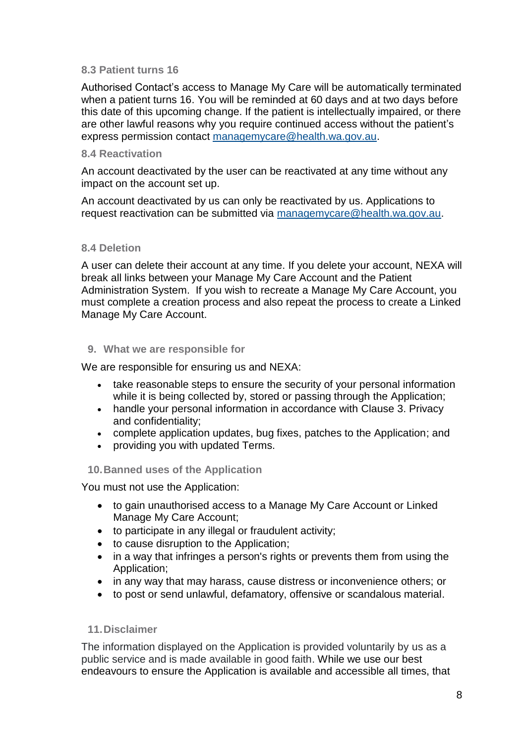### 8.3 Patient turns 16

Authorised Contact's access to Manage My Care will be automatically terminated when a patient turns 16. You will be reminded at 60 days and at two days before this date of this upcoming change. If the patient is intellectually impaired, or there are other lawful reasons why you require continued access without the patient's express permission contact managemycare@health.wa.gov.au.

### 8.4 Reactivation

An account deactivated by the user can be reactivated at any time without any impact on the account set up.

An account deactivated by us can only be reactivated by us. Applications to request reactivation can be submitted via managemycare@health.wa.gov.au.

### 8.4 Deletion

A user can delete their account at any time. If you delete your account, NEXA will break all links between your Manage My Care Account and the Patient Administration System. If you wish to recreate a Manage My Care Account, you must complete a creation process and also repeat the process to create a Linked Manage My Care Account.

## 9. What we are responsible for

We are responsible for ensuring us and NEXA:

- take reasonable steps to ensure the security of your personal information while it is being collected by, stored or passing through the Application;
- handle your personal information in accordance with Clause 3. Privacy and confidentiality;
- complete application updates, bug fixes, patches to the Application; and
- providing you with updated Terms.

## 10. Banned uses of the Application

You must not use the Application:

- to gain unauthorised access to a Manage My Care Account or Linked Manage My Care Account;
- to participate in any illegal or fraudulent activity;
- to cause disruption to the Application;
- in a way that infringes a person's rights or prevents them from using the Application;
- in any way that may harass, cause distress or inconvenience others; or
- to post or send unlawful, defamatory, offensive or scandalous material.

## 11. Disclaimer

The information displayed on the Application is provided voluntarily by us as a public service and is made available in good faith. While we use our best endeavours to ensure the Application is available and accessible all times, that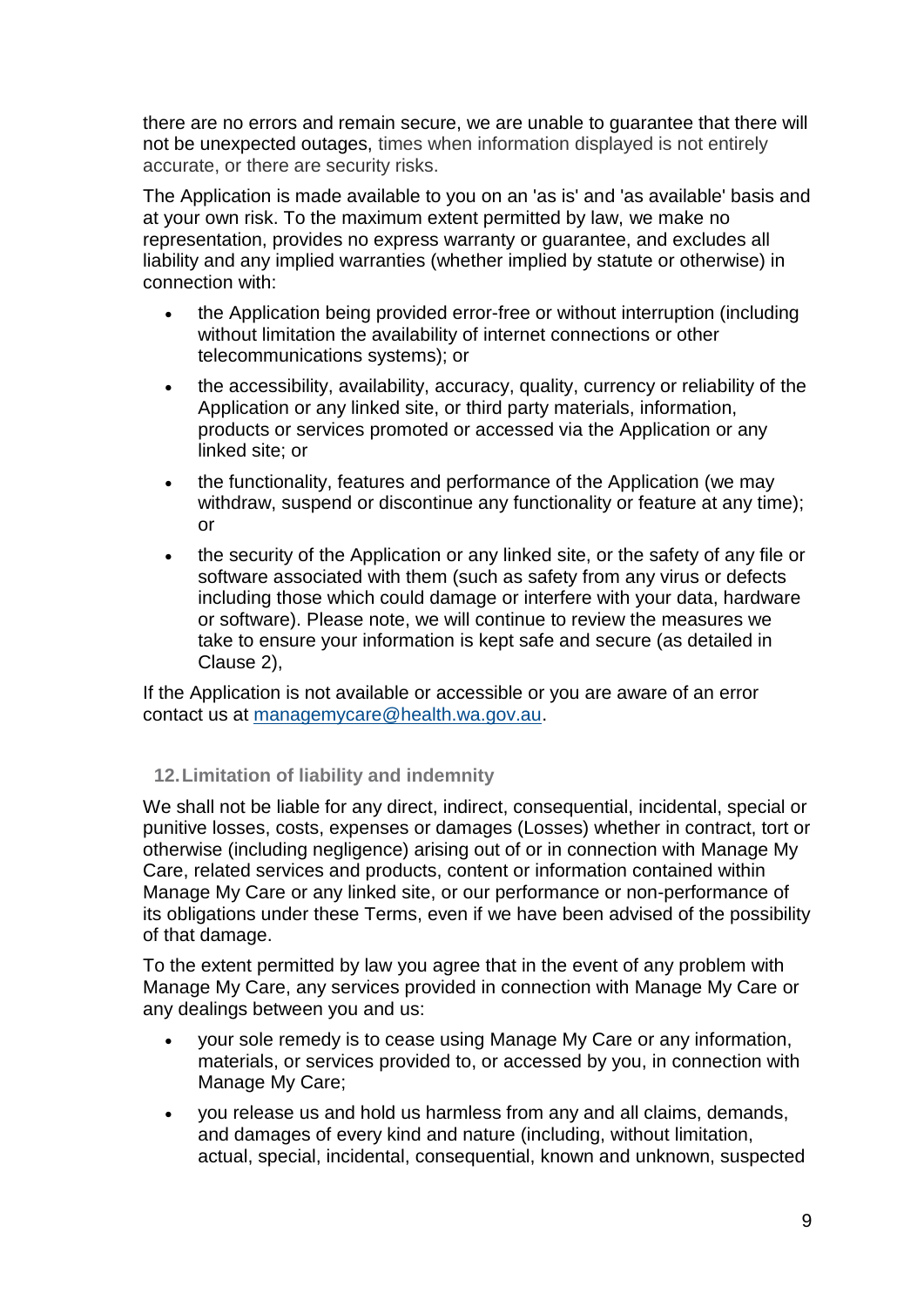there are no errors and remain secure, we are unable to guarantee that there will not be unexpected outages, times when information displayed is not entirely accurate, or there are security risks.

The Application is made available to you on an 'as is' and 'as available' basis and at your own risk. To the maximum extent permitted by law, we make no representation, provides no express warranty or guarantee, and excludes all liability and any implied warranties (whether implied by statute or otherwise) in connection with:

- the Application being provided error-free or without interruption (including without limitation the availability of internet connections or other telecommunications systems); or
- the accessibility, availability, accuracy, quality, currency or reliability of the Application or any linked site, or third party materials, information, products or services promoted or accessed via the Application or any linked site; or
- the functionality, features and performance of the Application (we may withdraw, suspend or discontinue any functionality or feature at any time); or
- the security of the Application or any linked site, or the safety of any file or software associated with them (such as safety from any virus or defects including those which could damage or interfere with your data, hardware or software). Please note, we will continue to review the measures we take to ensure your information is kept safe and secure (as detailed in Clause 2),

If the Application is not available or accessible or you are aware of an error contact us at [managemycare@health.wa.gov.au](mailto:managemycare@health.wa.gov.au).

## 12. Limitation of liability and indemnity

We shall not be liable for any direct, indirect, consequential, incidental, special or punitive losses, costs, expenses or damages (Losses) whether in contract, tort or otherwise (including negligence) arising out of or in connection with Manage My Care, related services and products, content or information contained within Manage My Care or any linked site, or our performance or non-performance of its obligations under these Terms, even if we have been advised of the possibility of that damage.

To the extent permitted by law you agree that in the event of any problem with Manage My Care, any services provided in connection with Manage My Care or any dealings between you and us:

- your sole remedy is to cease using Manage My Care or any information, materials, or services provided to, or accessed by you, in connection with Manage My Care;
- you release us and hold us harmless from any and all claims, demands, and damages of every kind and nature (including, without limitation, actual, special, incidental, consequential, known and unknown, suspected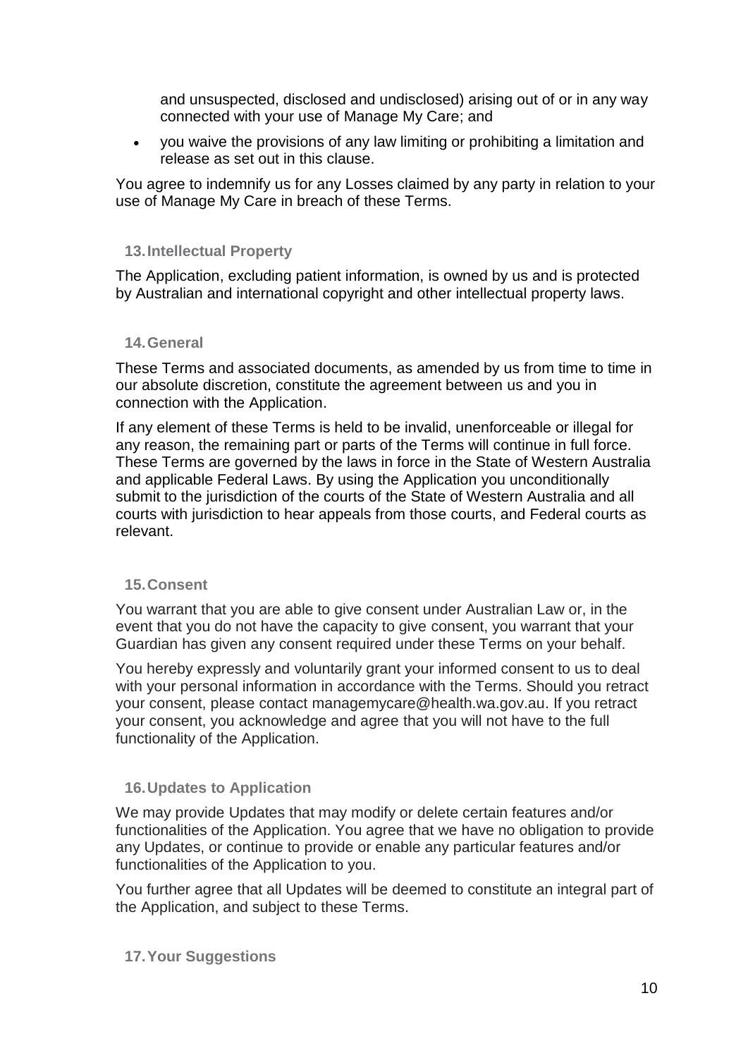and unsuspected, disclosed and undisclosed) arising out of or in any way connected with your use of Manage My Care; and

- you waive the provisions of any law limiting or prohibiting a limitation and release as set out in this clause.

You agree to indemnify us for any Losses claimed by any party in relation to your use of Manage My Care in breach of these Terms.

## 13. Intellectual Property

The Application, excluding patient information, is owned by us and is protected by Australian and international copyright and other intellectual property laws.

## 14. General

These Terms and associated documents, as amended by us from time to time in our absolute discretion, constitute the agreement between us and you in connection with the Application.

If any element of these Terms is held to be invalid, unenforceable or illegal for any reason, the remaining part or parts of the Terms will continue in full force. These Terms are governed by the laws in force in the State of Western Australia and applicable Federal Laws. By using the Application you unconditionally submit to the jurisdiction of the courts of the State of Western Australia and all courts with jurisdiction to hear appeals from those courts, and Federal courts as relevant.

## 15. Consent

You warrant that you are able to give consent under Australian Law or, in the event that you do not have the capacity to give consent, you warrant that your Guardian has given any consent required under these Terms on your behalf.

You hereby expressly and voluntarily grant your informed consent to us to deal with your personal information in accordance with the Terms. Should you retract your consent, please contact managemycare@health.wa.gov.au. If you retract your consent, you acknowledge and agree that you will not have to the full functionality of the Application.

## 16. Updates to Application

We may provide Updates that may modify or delete certain features and/or functionalities of the Application. You agree that we have no obligation to provide any Updates, or continue to provide or enable any particular features and/or functionalities of the Application to you.

You further agree that all Updates will be deemed to constitute an integral part of the Application, and subject to these Terms.

## 17. Your Suggestions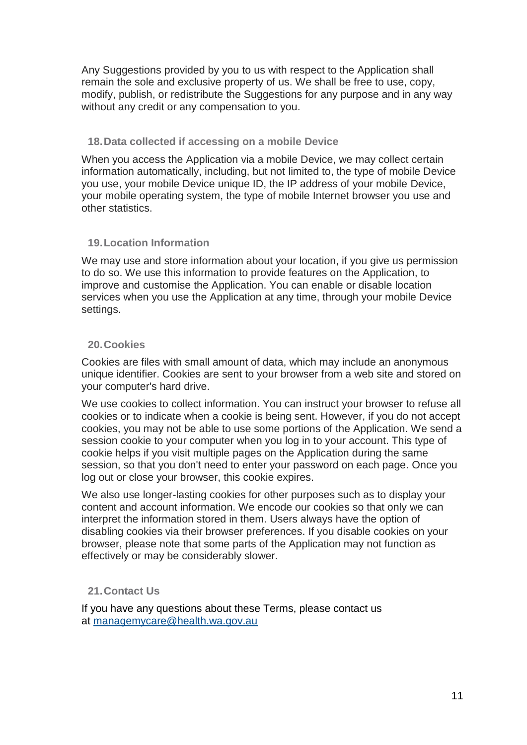Any Suggestions provided by you to us with respect to the Application shall remain the sole and exclusive property of us. We shall be free to use, copy, modify, publish, or redistribute the Suggestions for any purpose and in any way without any credit or any compensation to you.

## 18. Data collected if accessing on a mobile Device

When you access the Application via a mobile Device, we may collect certain information automatically, including, but not limited to, the type of mobile Device you use, your mobile Device unique ID, the IP address of your mobile Device, your mobile operating system, the type of mobile Internet browser you use and other statistics.

## 19. Location Information

We may use and store information about your location, if you give us permission to do so. We use this information to provide features on the Application, to improve and customise the Application. You can enable or disable location services when you use the Application at any time, through your mobile Device settings.

## 20. Cookies

Cookies are files with small amount of data, which may include an anonymous unique identifier. Cookies are sent to your browser from a web site and stored on your computer's hard drive.

We use cookies to collect information. You can instruct your browser to refuse all cookies or to indicate when a cookie is being sent. However, if you do not accept cookies, you may not be able to use some portions of the Application. We send a session cookie to your computer when you log in to your account. This type of cookie helps if you visit multiple pages on the Application during the same session, so that you don't need to enter your password on each page. Once you log out or close your browser, this cookie expires.

We also use longer-lasting cookies for other purposes such as to display your content and account information. We encode our cookies so that only we can interpret the information stored in them. Users always have the option of disabling cookies via their browser preferences. If you disable cookies on your browser, please note that some parts of the Application may not function as effectively or may be considerably slower.

## 21. Contact Us

If you have any questions about these Terms, please contact us at [managemycare@health.wa.gov.au](mailto:managemycare@health.wa.gov.au)